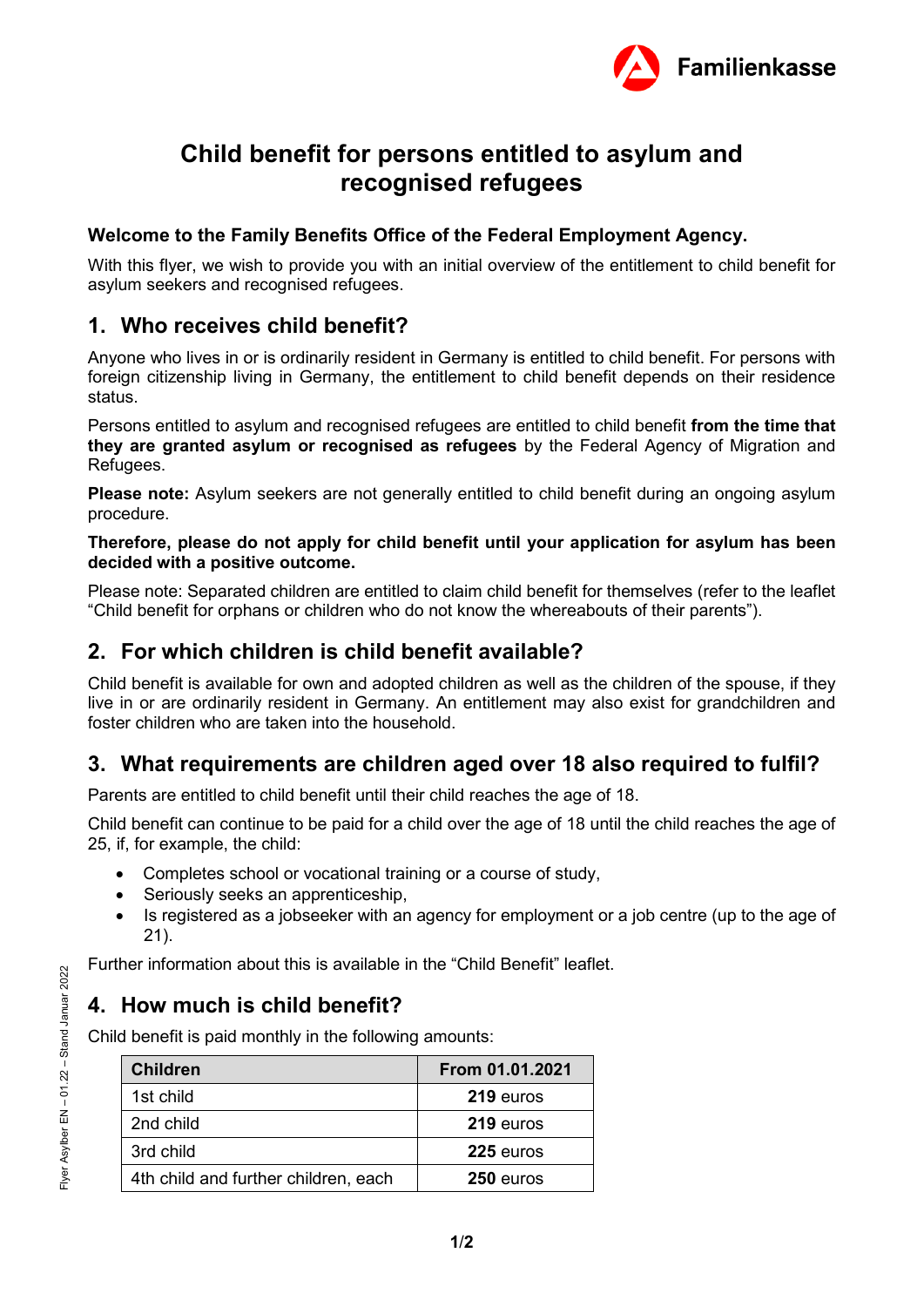Familienkasse

# Child benefit for persons entitled to asylum and recognised refugees

**Welcome to the Family Benefits Office of the Federal Employment Agency.**

With this flyer, we wish to provide you with an initial overview of the entitlement to child benefit for asylum seekers and recognised refugees.

## 1. Who receives child benefit?

Anyone who lives in or is ordinarily resident in Germany is entitled to child benefit. For persons with foreign citizenship living in Germany, the entitlement to child benefit depends on their residence status.

Persons entitled to asylum and recognised refugees are entitled to child benefit **from the time that they are granted asylum or recognised as refugees** by the Federal Agency of Migration and Refugees.

**Please note:** Asylum seekers are not generally entitled to child benefit during an ongoing asylum procedure.

**Therefore, please do not apply for child benefit until your application for asylum has been decided with a positive outcome.**

Please note: Separated children are entitled to claim child benefit for themselves (refer to the leaflet “Child benefit for orphans or children who do not know the whereabouts of their parents”).

## 2. For which children is child benefit available?

Child benefit is available for own and adopted children as well as the children of the spouse, if they live in or are ordinarily resident in Germany. An entitlement may also exist for grandchildren and foster children who are taken into the household.

## 3. What requirements are children aged over 18 also required to fulfil?

Parents are entitled to child benefit until their child reaches the age of 18.

Child benefit can continue to be paid for a child over the age of 18 until the child reaches the age of 25, if, for example, the child:

- Completes school or vocational training or a course of study,
- Seriously seeks an apprenticeship,
- Is registered as a jobseeker with an agency for employment or a job centre (up to the age of 21).

Further information about this is available in the “Child Benefit” leaflet.

## 4. How much is child benefit?

Child benefit is paid monthly in the following amounts:

| Children | From 01.01.2021 |
|---|---|
| 1st child | **219** euros |
| 2nd child | **219** euros |
| 3rd child | **225** euros |
| 4th child and further children, each | **250** euros |

Flyer Asylber EN – 01.22 – Stand Januar 2022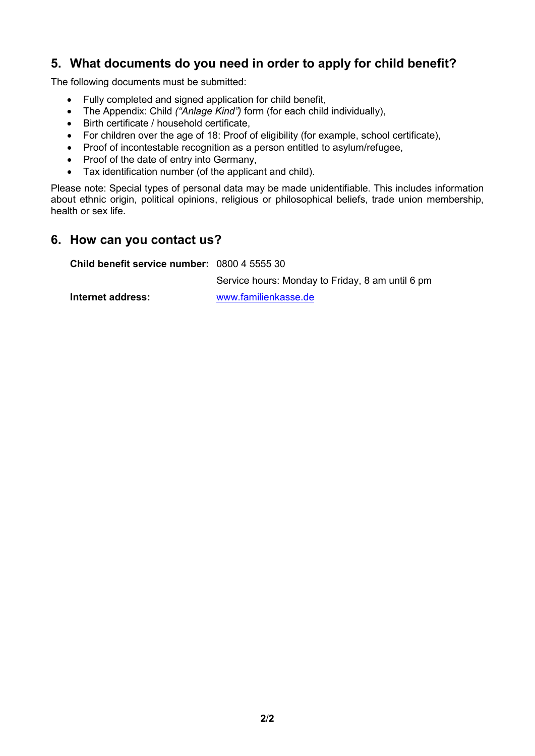## 5. What documents do you need in order to apply for child benefit?

The following documents must be submitted:

- Fully completed and signed application for child benefit,
- The Appendix: Child *("Anlage Kind")* form (for each child individually),
- Birth certificate / household certificate,
- For children over the age of 18: Proof of eligibility (for example, school certificate),
- Proof of incontestable recognition as a person entitled to asylum/refugee,
- Proof of the date of entry into Germany,
- Tax identification number (of the applicant and child).

Please note: Special types of personal data may be made unidentifiable. This includes information about ethnic origin, political opinions, religious or philosophical beliefs, trade union membership, health or sex life.

## 6. How can you contact us?

**Child benefit service number:** 0800 4 5555 30

Service hours: Monday to Friday, 8 am until 6 pm

**Internet address:** www.familienkasse.de